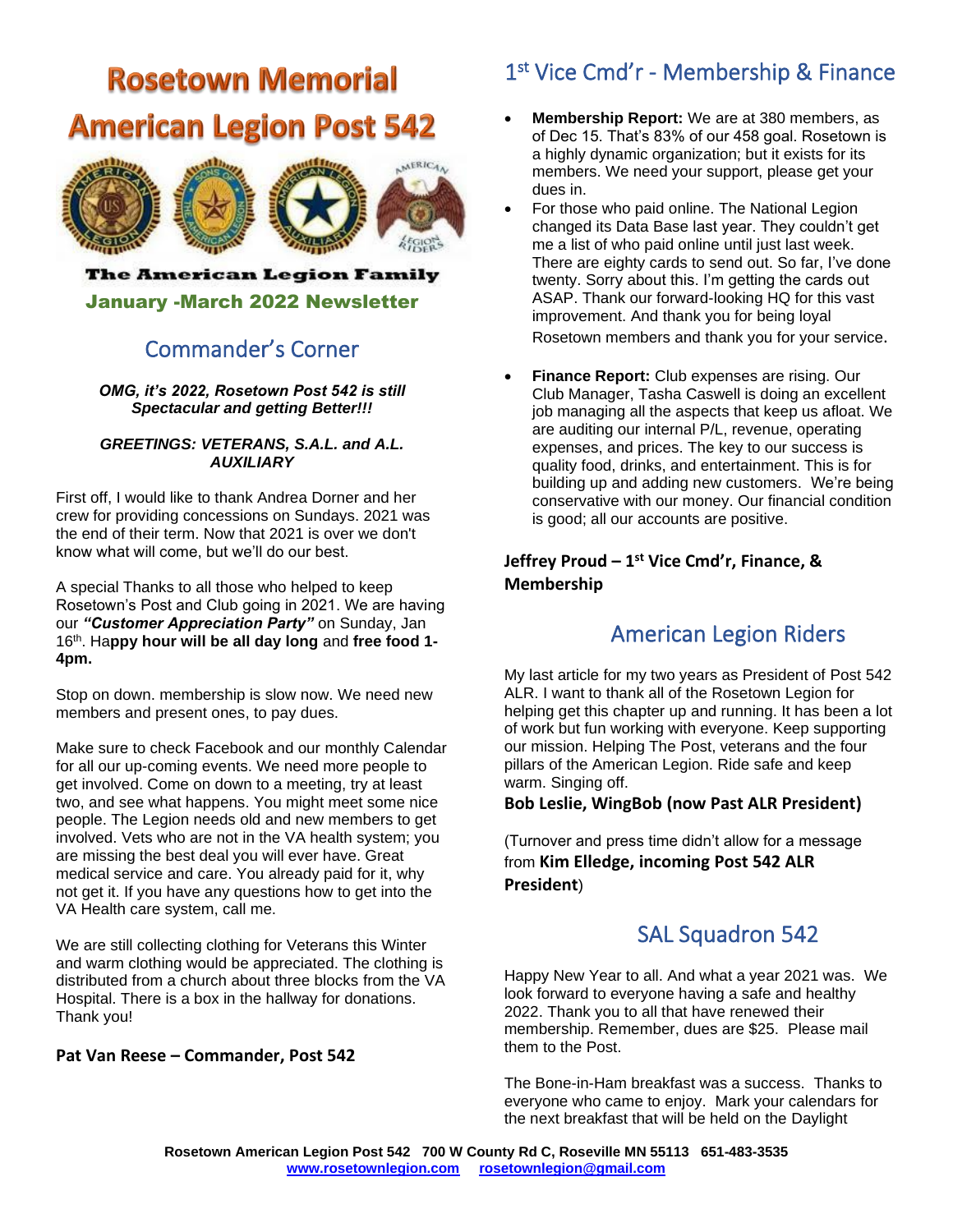# Rosetown Memorial American Legion Post 542

**The American Legion Family**

**January -March 2022 Newsletter**

## Commander's Corner

***OMG, it's 2022, Rosetown Post 542 is still Spectacular and getting Better!!!***

***GREETINGS: VETERANS, S.A.L. and A.L. AUXILIARY***

First off, I would like to thank Andrea Dorner and her crew for providing concessions on Sundays. 2021 was the end of their term. Now that 2021 is over we don't know what will come, but we'll do our best.

A special Thanks to all those who helped to keep Rosetown's Post and Club going in 2021. We are having our ***"Customer Appreciation Party"*** on Sunday, Jan 16th. Ha**ppy hour will be all day long** and **free food 1-4pm.**

Stop on down. membership is slow now. We need new members and present ones, to pay dues.

Make sure to check Facebook and our monthly Calendar for all our up-coming events. We need more people to get involved. Come on down to a meeting, try at least two, and see what happens. You might meet some nice people. The Legion needs old and new members to get involved. Vets who are not in the VA health system; you are missing the best deal you will ever have. Great medical service and care. You already paid for it, why not get it. If you have any questions how to get into the VA Health care system, call me.

We are still collecting clothing for Veterans this Winter and warm clothing would be appreciated. The clothing is distributed from a church about three blocks from the VA Hospital. There is a box in the hallway for donations. Thank you!

**Pat Van Reese – Commander, Post 542**

## 1st Vice Cmd'r - Membership & Finance

- **Membership Report:** We are at 380 members, as of Dec 15. That's 83% of our 458 goal. Rosetown is a highly dynamic organization; but it exists for its members. We need your support, please get your dues in.
- For those who paid online. The National Legion changed its Data Base last year. They couldn't get me a list of who paid online until just last week. There are eighty cards to send out. So far, I've done twenty. Sorry about this. I'm getting the cards out ASAP. Thank our forward-looking HQ for this vast improvement. And thank you for being loyal Rosetown members and thank you for your service.
- **Finance Report:** Club expenses are rising. Our Club Manager, Tasha Caswell is doing an excellent job managing all the aspects that keep us afloat. We are auditing our internal P/L, revenue, operating expenses, and prices. The key to our success is quality food, drinks, and entertainment. This is for building up and adding new customers. We're being conservative with our money. Our financial condition is good; all our accounts are positive.

**Jeffrey Proud – 1st Vice Cmd'r, Finance, & Membership**

## American Legion Riders

My last article for my two years as President of Post 542 ALR. I want to thank all of the Rosetown Legion for helping get this chapter up and running. It has been a lot of work but fun working with everyone. Keep supporting our mission. Helping The Post, veterans and the four pillars of the American Legion. Ride safe and keep warm. Singing off.

**Bob Leslie, WingBob (now Past ALR President)**

(Turnover and press time didn't allow for a message from **Kim Elledge, incoming Post 542 ALR President**)

## SAL Squadron 542

Happy New Year to all. And what a year 2021 was. We look forward to everyone having a safe and healthy 2022. Thank you to all that have renewed their membership. Remember, dues are $25. Please mail them to the Post.

The Bone-in-Ham breakfast was a success. Thanks to everyone who came to enjoy. Mark your calendars for the next breakfast that will be held on the Daylight

**Rosetown American Legion Post 542 700 W County Rd C, Roseville MN 55113 651-483-3535**
**www.rosetownlegion.com rosetownlegion@gmail.com**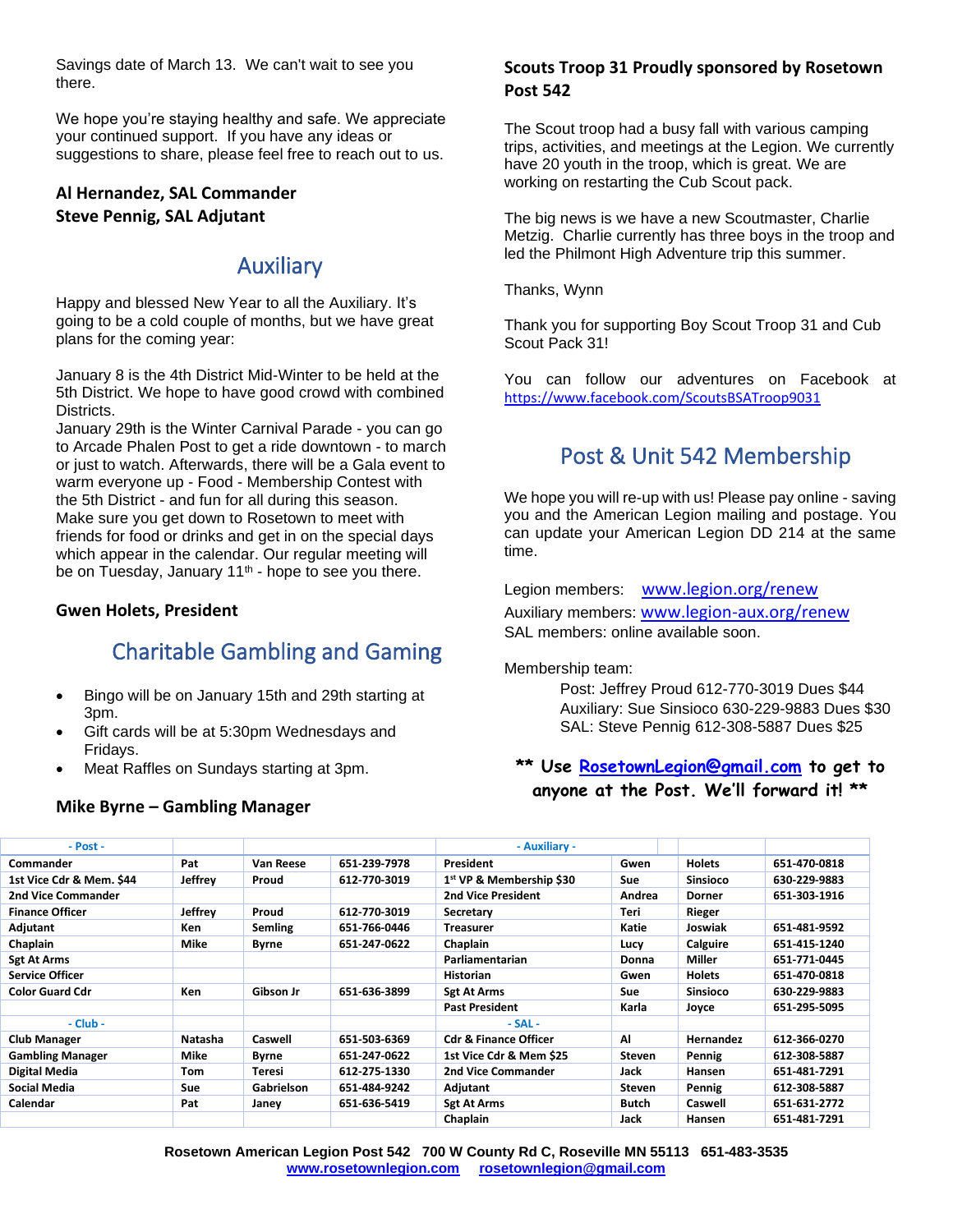Savings date of March 13. We can't wait to see you there.

We hope you're staying healthy and safe. We appreciate your continued support. If you have any ideas or suggestions to share, please feel free to reach out to us.

**Al Hernandez, SAL Commander**
**Steve Pennig, SAL Adjutant**

## Auxiliary

Happy and blessed New Year to all the Auxiliary. It's going to be a cold couple of months, but we have great plans for the coming year:

January 8 is the 4th District Mid-Winter to be held at the 5th District. We hope to have good crowd with combined Districts.
January 29th is the Winter Carnival Parade - you can go to Arcade Phalen Post to get a ride downtown - to march or just to watch. Afterwards, there will be a Gala event to warm everyone up - Food - Membership Contest with the 5th District - and fun for all during this season.
Make sure you get down to Rosetown to meet with friends for food or drinks and get in on the special days which appear in the calendar. Our regular meeting will be on Tuesday, January 11th - hope to see you there.

**Gwen Holets, President**

## Charitable Gambling and Gaming

- Bingo will be on January 15th and 29th starting at 3pm.
- Gift cards will be at 5:30pm Wednesdays and Fridays.
- Meat Raffles on Sundays starting at 3pm.

**Mike Byrne – Gambling Manager**

**Scouts Troop 31 Proudly sponsored by Rosetown Post 542**

The Scout troop had a busy fall with various camping trips, activities, and meetings at the Legion. We currently have 20 youth in the troop, which is great. We are working on restarting the Cub Scout pack.

The big news is we have a new Scoutmaster, Charlie Metzig. Charlie currently has three boys in the troop and led the Philmont High Adventure trip this summer.

Thanks, Wynn

Thank you for supporting Boy Scout Troop 31 and Cub Scout Pack 31!

You can follow our adventures on Facebook at https://www.facebook.com/ScoutsBSATroop9031

## Post & Unit 542 Membership

We hope you will re-up with us! Please pay online - saving you and the American Legion mailing and postage. You can update your American Legion DD 214 at the same time.

Legion members: www.legion.org/renew
Auxiliary members: www.legion-aux.org/renew
SAL members: online available soon.

Membership team:
Post: Jeffrey Proud 612-770-3019 Dues $44
Auxiliary: Sue Sinsioco 630-229-9883 Dues $30
SAL: Steve Pennig 612-308-5887 Dues $25

**\*\* Use RosetownLegion@gmail.com to get to anyone at the Post. We'll forward it! \*\***

| - Post - | | | | - Auxiliary - | | | |
|---|---|---|---|---|---|---|---|
| **Commander** | **Pat** | **Van Reese** | **651-239-7978** | **President** | **Gwen** | **Holets** | **651-470-0818** |
| **1st Vice Cdr & Mem. $44** | **Jeffrey** | **Proud** | **612-770-3019** | **1st VP & Membership $30** | **Sue** | **Sinsioco** | **630-229-9883** |
| **2nd Vice Commander** | | | | **2nd Vice President** | **Andrea** | **Dorner** | **651-303-1916** |
| **Finance Officer** | **Jeffrey** | **Proud** | **612-770-3019** | **Secretary** | **Teri** | **Rieger** | |
| **Adjutant** | **Ken** | **Semling** | **651-766-0446** | **Treasurer** | **Katie** | **Joswiak** | **651-481-9592** |
| **Chaplain** | **Mike** | **Byrne** | **651-247-0622** | **Chaplain** | **Lucy** | **Calguire** | **651-415-1240** |
| **Sgt At Arms** | | | | **Parliamentarian** | **Donna** | **Miller** | **651-771-0445** |
| **Service Officer** | | | | **Historian** | **Gwen** | **Holets** | **651-470-0818** |
| **Color Guard Cdr** | **Ken** | **Gibson Jr** | **651-636-3899** | **Sgt At Arms** | **Sue** | **Sinsioco** | **630-229-9883** |
| | | | | **Past President** | **Karla** | **Joyce** | **651-295-5095** |
| - Club - | | | | - SAL - | | | |
| **Club Manager** | **Natasha** | **Caswell** | **651-503-6369** | **Cdr & Finance Officer** | **Al** | **Hernandez** | **612-366-0270** |
| **Gambling Manager** | **Mike** | **Byrne** | **651-247-0622** | **1st Vice Cdr & Mem $25** | **Steven** | **Pennig** | **612-308-5887** |
| **Digital Media** | **Tom** | **Teresi** | **612-275-1330** | **2nd Vice Commander** | **Jack** | **Hansen** | **651-481-7291** |
| **Social Media** | **Sue** | **Gabrielson** | **651-484-9242** | **Adjutant** | **Steven** | **Pennig** | **612-308-5887** |
| **Calendar** | **Pat** | **Janey** | **651-636-5419** | **Sgt At Arms** | **Butch** | **Caswell** | **651-631-2772** |
| | | | | **Chaplain** | **Jack** | **Hansen** | **651-481-7291** |

**Rosetown American Legion Post 542 700 W County Rd C, Roseville MN 55113 651-483-3535**
**www.rosetownlegion.com rosetownlegion@gmail.com**